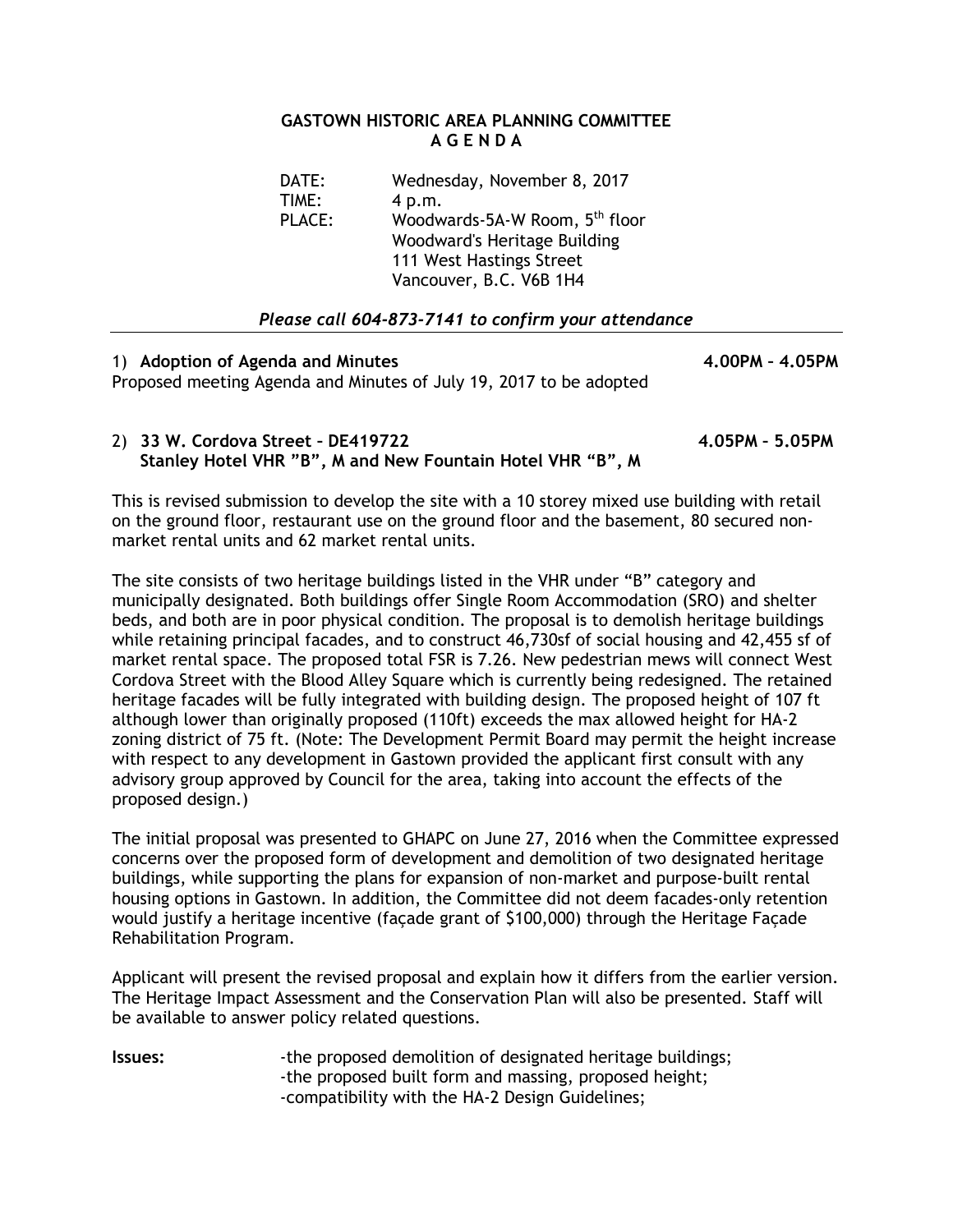# GASTOWN HISTORIC AREA PLANNING COMMITTEE
## A G E N D A

DATE: Wednesday, November 8, 2017
TIME: 4 p.m.
PLACE: Woodwards-5A-W Room, 5th floor
Woodward's Heritage Building
111 West Hastings Street
Vancouver, B.C. V6B 1H4

*Please call 604-873-7141 to confirm your attendance*

---

1) **Adoption of Agenda and Minutes** **4.00PM – 4.05PM**

Proposed meeting Agenda and Minutes of July 19, 2017 to be adopted

2) **33 W. Cordova Street – DE419722** **4.05PM – 5.05PM**
**Stanley Hotel VHR "B", M and New Fountain Hotel VHR "B", M**

This is revised submission to develop the site with a 10 storey mixed use building with retail on the ground floor, restaurant use on the ground floor and the basement, 80 secured non-market rental units and 62 market rental units.

The site consists of two heritage buildings listed in the VHR under "B" category and municipally designated. Both buildings offer Single Room Accommodation (SRO) and shelter beds, and both are in poor physical condition. The proposal is to demolish heritage buildings while retaining principal facades, and to construct 46,730sf of social housing and 42,455 sf of market rental space. The proposed total FSR is 7.26. New pedestrian mews will connect West Cordova Street with the Blood Alley Square which is currently being redesigned. The retained heritage facades will be fully integrated with building design. The proposed height of 107 ft although lower than originally proposed (110ft) exceeds the max allowed height for HA-2 zoning district of 75 ft. (Note: The Development Permit Board may permit the height increase with respect to any development in Gastown provided the applicant first consult with any advisory group approved by Council for the area, taking into account the effects of the proposed design.)

The initial proposal was presented to GHAPC on June 27, 2016 when the Committee expressed concerns over the proposed form of development and demolition of two designated heritage buildings, while supporting the plans for expansion of non-market and purpose-built rental housing options in Gastown. In addition, the Committee did not deem facades-only retention would justify a heritage incentive (façade grant of $100,000) through the Heritage Façade Rehabilitation Program.

Applicant will present the revised proposal and explain how it differs from the earlier version. The Heritage Impact Assessment and the Conservation Plan will also be presented. Staff will be available to answer policy related questions.

**Issues:**
- the proposed demolition of designated heritage buildings;
- the proposed built form and massing, proposed height;
- compatibility with the HA-2 Design Guidelines;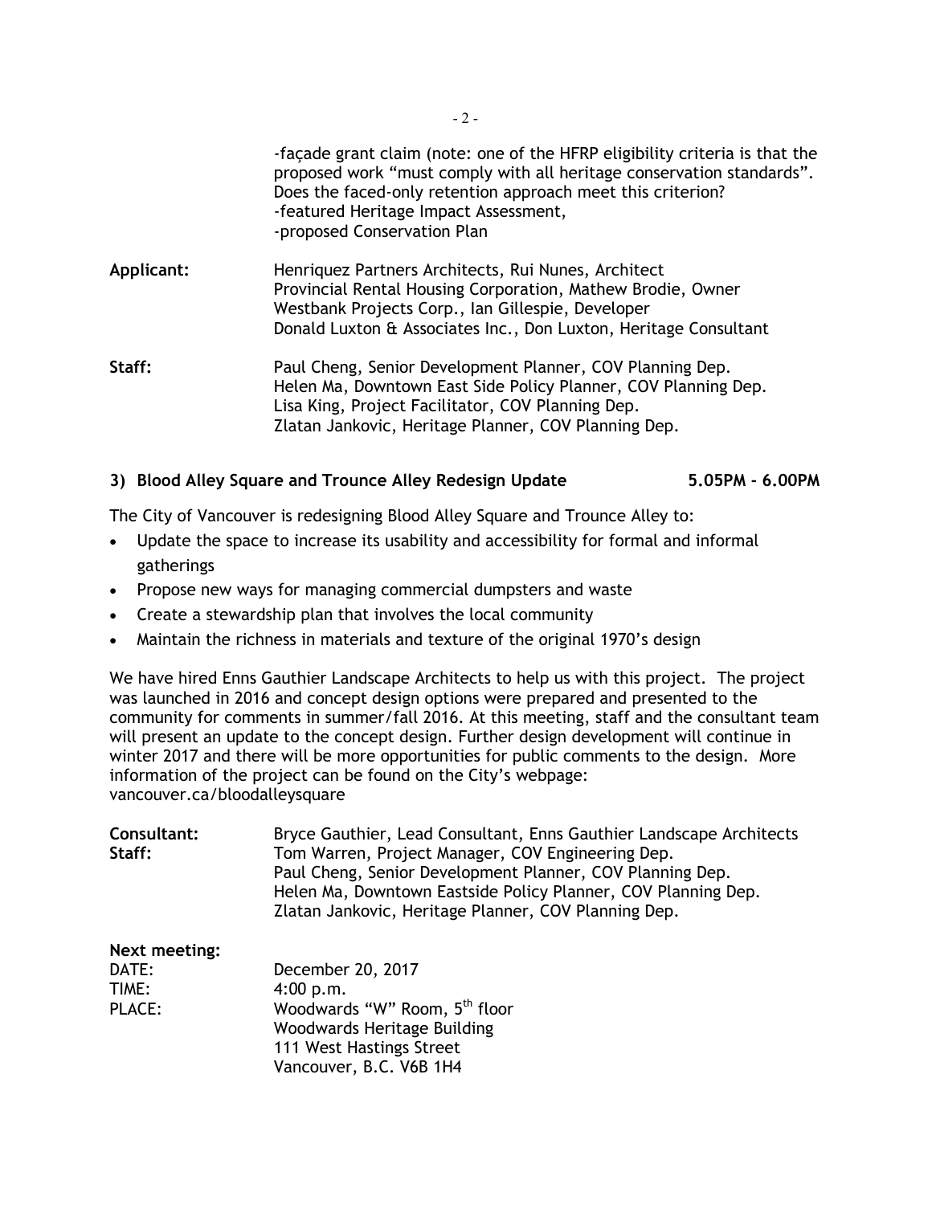-façade grant claim (note: one of the HFRP eligibility criteria is that the proposed work "must comply with all heritage conservation standards". Does the faced-only retention approach meet this criterion?
-featured Heritage Impact Assessment,
-proposed Conservation Plan

**Applicant:** Henriquez Partners Architects, Rui Nunes, Architect
Provincial Rental Housing Corporation, Mathew Brodie, Owner
Westbank Projects Corp., Ian Gillespie, Developer
Donald Luxton & Associates Inc., Don Luxton, Heritage Consultant

**Staff:** Paul Cheng, Senior Development Planner, COV Planning Dep.
Helen Ma, Downtown East Side Policy Planner, COV Planning Dep.
Lisa King, Project Facilitator, COV Planning Dep.
Zlatan Jankovic, Heritage Planner, COV Planning Dep.

### 3) Blood Alley Square and Trounce Alley Redesign Update 5.05PM - 6.00PM

The City of Vancouver is redesigning Blood Alley Square and Trounce Alley to:

- Update the space to increase its usability and accessibility for formal and informal gatherings
- Propose new ways for managing commercial dumpsters and waste
- Create a stewardship plan that involves the local community
- Maintain the richness in materials and texture of the original 1970's design

We have hired Enns Gauthier Landscape Architects to help us with this project. The project was launched in 2016 and concept design options were prepared and presented to the community for comments in summer/fall 2016. At this meeting, staff and the consultant team will present an update to the concept design. Further design development will continue in winter 2017 and there will be more opportunities for public comments to the design. More information of the project can be found on the City's webpage: vancouver.ca/bloodalleysquare

**Consultant:** Bryce Gauthier, Lead Consultant, Enns Gauthier Landscape Architects
**Staff:** Tom Warren, Project Manager, COV Engineering Dep.
Paul Cheng, Senior Development Planner, COV Planning Dep.
Helen Ma, Downtown Eastside Policy Planner, COV Planning Dep.
Zlatan Jankovic, Heritage Planner, COV Planning Dep.

**Next meeting:**
DATE: December 20, 2017
TIME: 4:00 p.m.
PLACE: Woodwards "W" Room, 5th floor
Woodwards Heritage Building
111 West Hastings Street
Vancouver, B.C. V6B 1H4